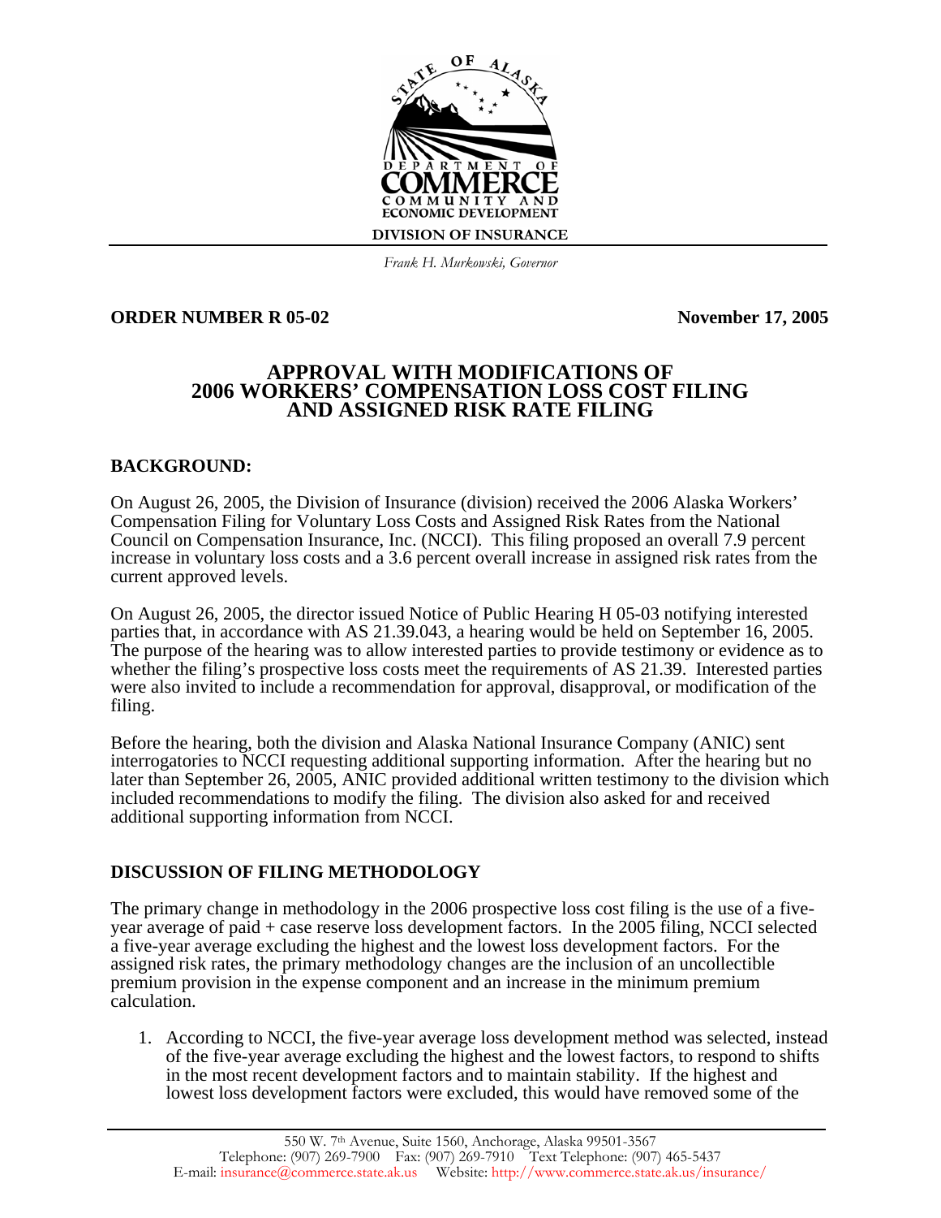DEPARTMENT OF COMMERCE COMMUNITY AND ECONOMIC DEVELOPMENT

DIVISION OF INSURANCE

*Frank H. Murkowski, Governor*

**ORDER NUMBER R 05-02** **November 17, 2005**

# APPROVAL WITH MODIFICATIONS OF 2006 WORKERS' COMPENSATION LOSS COST FILING AND ASSIGNED RISK RATE FILING

## BACKGROUND:

On August 26, 2005, the Division of Insurance (division) received the 2006 Alaska Workers' Compensation Filing for Voluntary Loss Costs and Assigned Risk Rates from the National Council on Compensation Insurance, Inc. (NCCI). This filing proposed an overall 7.9 percent increase in voluntary loss costs and a 3.6 percent overall increase in assigned risk rates from the current approved levels.

On August 26, 2005, the director issued Notice of Public Hearing H 05-03 notifying interested parties that, in accordance with AS 21.39.043, a hearing would be held on September 16, 2005. The purpose of the hearing was to allow interested parties to provide testimony or evidence as to whether the filing's prospective loss costs meet the requirements of AS 21.39. Interested parties were also invited to include a recommendation for approval, disapproval, or modification of the filing.

Before the hearing, both the division and Alaska National Insurance Company (ANIC) sent interrogatories to NCCI requesting additional supporting information. After the hearing but no later than September 26, 2005, ANIC provided additional written testimony to the division which included recommendations to modify the filing. The division also asked for and received additional supporting information from NCCI.

## DISCUSSION OF FILING METHODOLOGY

The primary change in methodology in the 2006 prospective loss cost filing is the use of a five-year average of paid + case reserve loss development factors. In the 2005 filing, NCCI selected a five-year average excluding the highest and the lowest loss development factors. For the assigned risk rates, the primary methodology changes are the inclusion of an uncollectible premium provision in the expense component and an increase in the minimum premium calculation.

1. According to NCCI, the five-year average loss development method was selected, instead of the five-year average excluding the highest and the lowest factors, to respond to shifts in the most recent development factors and to maintain stability. If the highest and lowest loss development factors were excluded, this would have removed some of the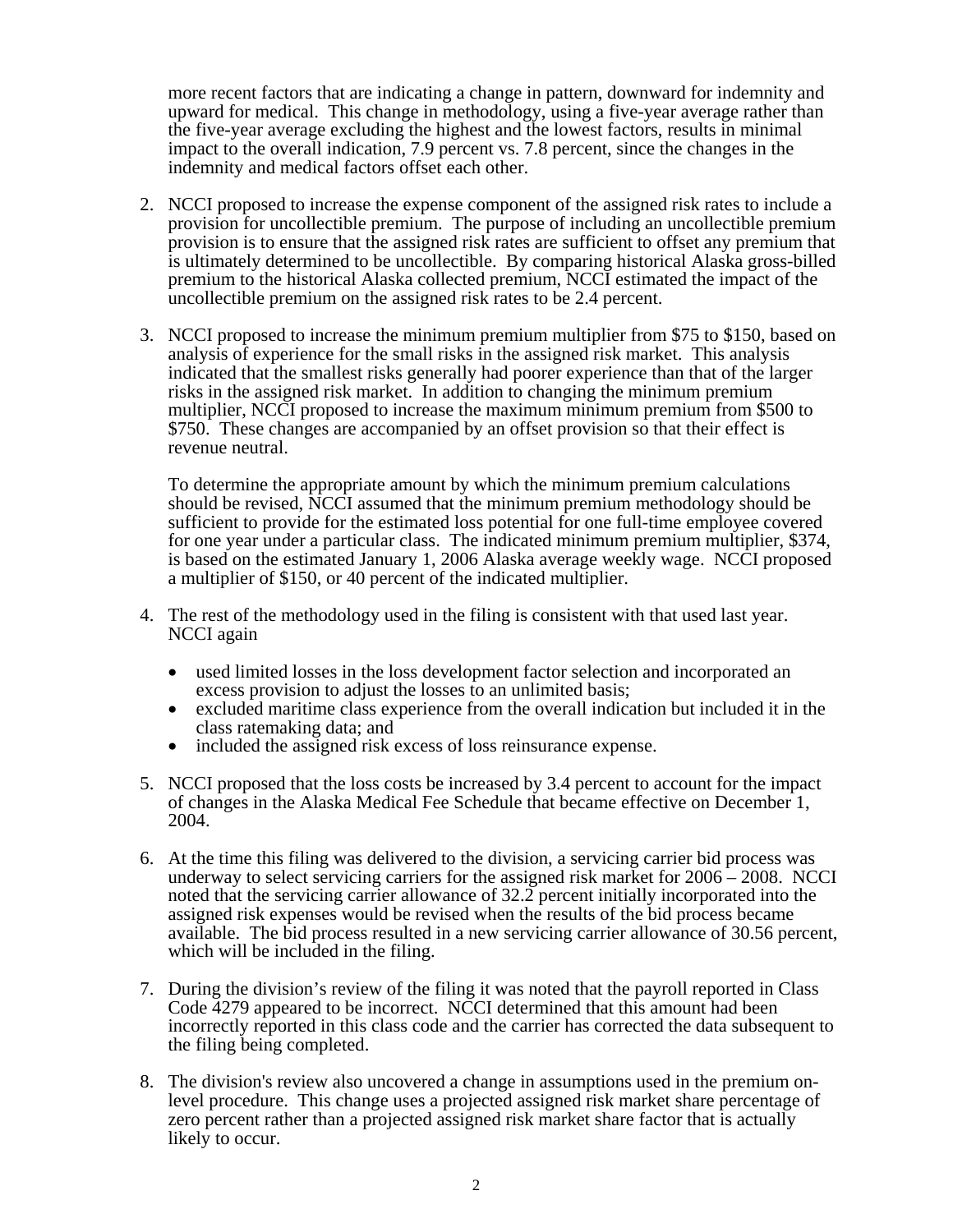more recent factors that are indicating a change in pattern, downward for indemnity and upward for medical. This change in methodology, using a five-year average rather than the five-year average excluding the highest and the lowest factors, results in minimal impact to the overall indication, 7.9 percent vs. 7.8 percent, since the changes in the indemnity and medical factors offset each other.

2. NCCI proposed to increase the expense component of the assigned risk rates to include a provision for uncollectible premium. The purpose of including an uncollectible premium provision is to ensure that the assigned risk rates are sufficient to offset any premium that is ultimately determined to be uncollectible. By comparing historical Alaska gross-billed premium to the historical Alaska collected premium, NCCI estimated the impact of the uncollectible premium on the assigned risk rates to be 2.4 percent.

3. NCCI proposed to increase the minimum premium multiplier from $75 to $150, based on analysis of experience for the small risks in the assigned risk market. This analysis indicated that the smallest risks generally had poorer experience than that of the larger risks in the assigned risk market. In addition to changing the minimum premium multiplier, NCCI proposed to increase the maximum minimum premium from $500 to $750. These changes are accompanied by an offset provision so that their effect is revenue neutral.

   To determine the appropriate amount by which the minimum premium calculations should be revised, NCCI assumed that the minimum premium methodology should be sufficient to provide for the estimated loss potential for one full-time employee covered for one year under a particular class. The indicated minimum premium multiplier, $374, is based on the estimated January 1, 2006 Alaska average weekly wage. NCCI proposed a multiplier of $150, or 40 percent of the indicated multiplier.

4. The rest of the methodology used in the filing is consistent with that used last year. NCCI again

   - used limited losses in the loss development factor selection and incorporated an excess provision to adjust the losses to an unlimited basis;
   - excluded maritime class experience from the overall indication but included it in the class ratemaking data; and
   - included the assigned risk excess of loss reinsurance expense.

5. NCCI proposed that the loss costs be increased by 3.4 percent to account for the impact of changes in the Alaska Medical Fee Schedule that became effective on December 1, 2004.

6. At the time this filing was delivered to the division, a servicing carrier bid process was underway to select servicing carriers for the assigned risk market for 2006 – 2008. NCCI noted that the servicing carrier allowance of 32.2 percent initially incorporated into the assigned risk expenses would be revised when the results of the bid process became available. The bid process resulted in a new servicing carrier allowance of 30.56 percent, which will be included in the filing.

7. During the division's review of the filing it was noted that the payroll reported in Class Code 4279 appeared to be incorrect. NCCI determined that this amount had been incorrectly reported in this class code and the carrier has corrected the data subsequent to the filing being completed.

8. The division's review also uncovered a change in assumptions used in the premium on-level procedure. This change uses a projected assigned risk market share percentage of zero percent rather than a projected assigned risk market share factor that is actually likely to occur.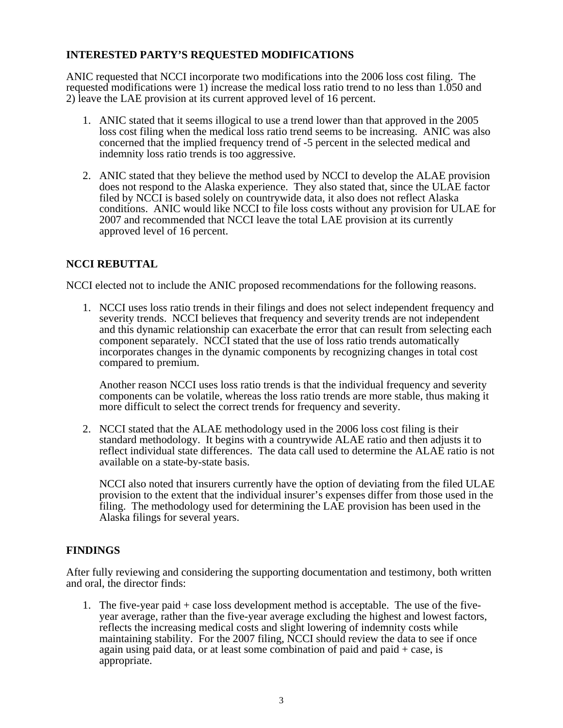## INTERESTED PARTY'S REQUESTED MODIFICATIONS

ANIC requested that NCCI incorporate two modifications into the 2006 loss cost filing. The requested modifications were 1) increase the medical loss ratio trend to no less than 1.050 and 2) leave the LAE provision at its current approved level of 16 percent.

1. ANIC stated that it seems illogical to use a trend lower than that approved in the 2005 loss cost filing when the medical loss ratio trend seems to be increasing. ANIC was also concerned that the implied frequency trend of -5 percent in the selected medical and indemnity loss ratio trends is too aggressive.

2. ANIC stated that they believe the method used by NCCI to develop the ALAE provision does not respond to the Alaska experience. They also stated that, since the ULAE factor filed by NCCI is based solely on countrywide data, it also does not reflect Alaska conditions. ANIC would like NCCI to file loss costs without any provision for ULAE for 2007 and recommended that NCCI leave the total LAE provision at its currently approved level of 16 percent.

## NCCI REBUTTAL

NCCI elected not to include the ANIC proposed recommendations for the following reasons.

1. NCCI uses loss ratio trends in their filings and does not select independent frequency and severity trends. NCCI believes that frequency and severity trends are not independent and this dynamic relationship can exacerbate the error that can result from selecting each component separately. NCCI stated that the use of loss ratio trends automatically incorporates changes in the dynamic components by recognizing changes in total cost compared to premium.

   Another reason NCCI uses loss ratio trends is that the individual frequency and severity components can be volatile, whereas the loss ratio trends are more stable, thus making it more difficult to select the correct trends for frequency and severity.

2. NCCI stated that the ALAE methodology used in the 2006 loss cost filing is their standard methodology. It begins with a countrywide ALAE ratio and then adjusts it to reflect individual state differences. The data call used to determine the ALAE ratio is not available on a state-by-state basis.

   NCCI also noted that insurers currently have the option of deviating from the filed ULAE provision to the extent that the individual insurer's expenses differ from those used in the filing. The methodology used for determining the LAE provision has been used in the Alaska filings for several years.

## FINDINGS

After fully reviewing and considering the supporting documentation and testimony, both written and oral, the director finds:

1. The five-year paid + case loss development method is acceptable. The use of the five-year average, rather than the five-year average excluding the highest and lowest factors, reflects the increasing medical costs and slight lowering of indemnity costs while maintaining stability. For the 2007 filing, NCCI should review the data to see if once again using paid data, or at least some combination of paid and paid + case, is appropriate.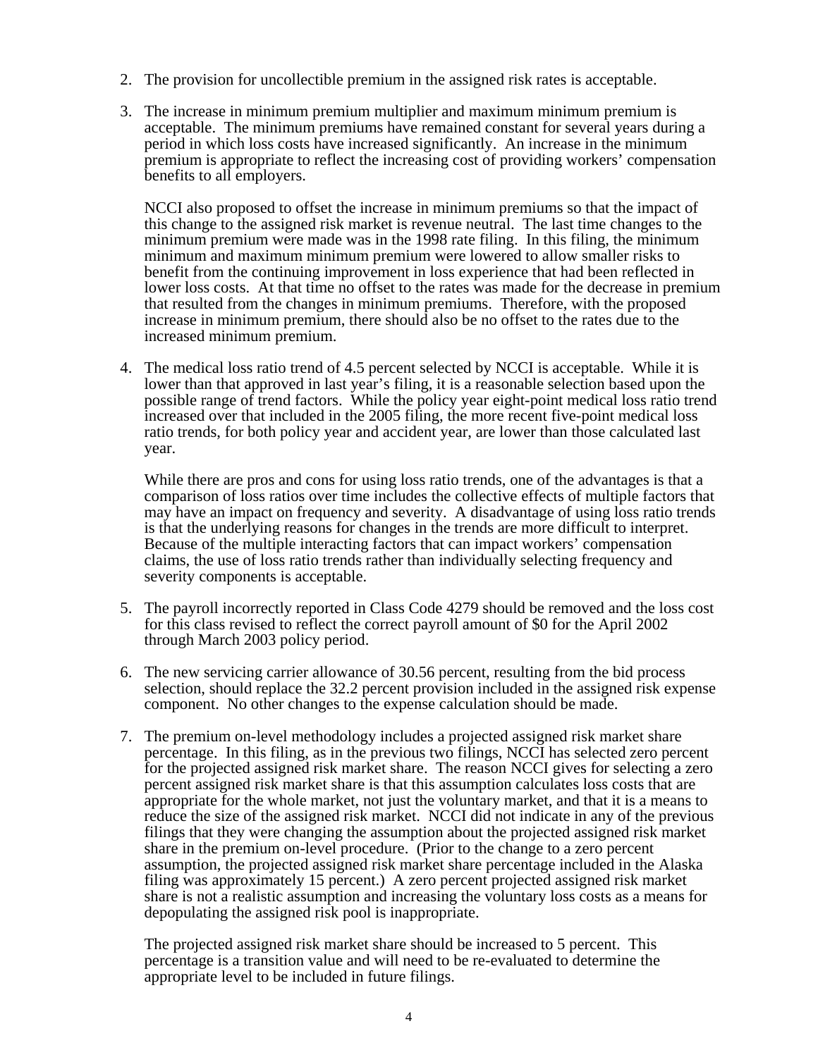2. The provision for uncollectible premium in the assigned risk rates is acceptable.

3. The increase in minimum premium multiplier and maximum minimum premium is acceptable. The minimum premiums have remained constant for several years during a period in which loss costs have increased significantly. An increase in the minimum premium is appropriate to reflect the increasing cost of providing workers' compensation benefits to all employers.

   NCCI also proposed to offset the increase in minimum premiums so that the impact of this change to the assigned risk market is revenue neutral. The last time changes to the minimum premium were made was in the 1998 rate filing. In this filing, the minimum minimum and maximum minimum premium were lowered to allow smaller risks to benefit from the continuing improvement in loss experience that had been reflected in lower loss costs. At that time no offset to the rates was made for the decrease in premium that resulted from the changes in minimum premiums. Therefore, with the proposed increase in minimum premium, there should also be no offset to the rates due to the increased minimum premium.

4. The medical loss ratio trend of 4.5 percent selected by NCCI is acceptable. While it is lower than that approved in last year's filing, it is a reasonable selection based upon the possible range of trend factors. While the policy year eight-point medical loss ratio trend increased over that included in the 2005 filing, the more recent five-point medical loss ratio trends, for both policy year and accident year, are lower than those calculated last year.

   While there are pros and cons for using loss ratio trends, one of the advantages is that a comparison of loss ratios over time includes the collective effects of multiple factors that may have an impact on frequency and severity. A disadvantage of using loss ratio trends is that the underlying reasons for changes in the trends are more difficult to interpret. Because of the multiple interacting factors that can impact workers' compensation claims, the use of loss ratio trends rather than individually selecting frequency and severity components is acceptable.

5. The payroll incorrectly reported in Class Code 4279 should be removed and the loss cost for this class revised to reflect the correct payroll amount of $0 for the April 2002 through March 2003 policy period.

6. The new servicing carrier allowance of 30.56 percent, resulting from the bid process selection, should replace the 32.2 percent provision included in the assigned risk expense component. No other changes to the expense calculation should be made.

7. The premium on-level methodology includes a projected assigned risk market share percentage. In this filing, as in the previous two filings, NCCI has selected zero percent for the projected assigned risk market share. The reason NCCI gives for selecting a zero percent assigned risk market share is that this assumption calculates loss costs that are appropriate for the whole market, not just the voluntary market, and that it is a means to reduce the size of the assigned risk market. NCCI did not indicate in any of the previous filings that they were changing the assumption about the projected assigned risk market share in the premium on-level procedure. (Prior to the change to a zero percent assumption, the projected assigned risk market share percentage included in the Alaska filing was approximately 15 percent.) A zero percent projected assigned risk market share is not a realistic assumption and increasing the voluntary loss costs as a means for depopulating the assigned risk pool is inappropriate.

   The projected assigned risk market share should be increased to 5 percent. This percentage is a transition value and will need to be re-evaluated to determine the appropriate level to be included in future filings.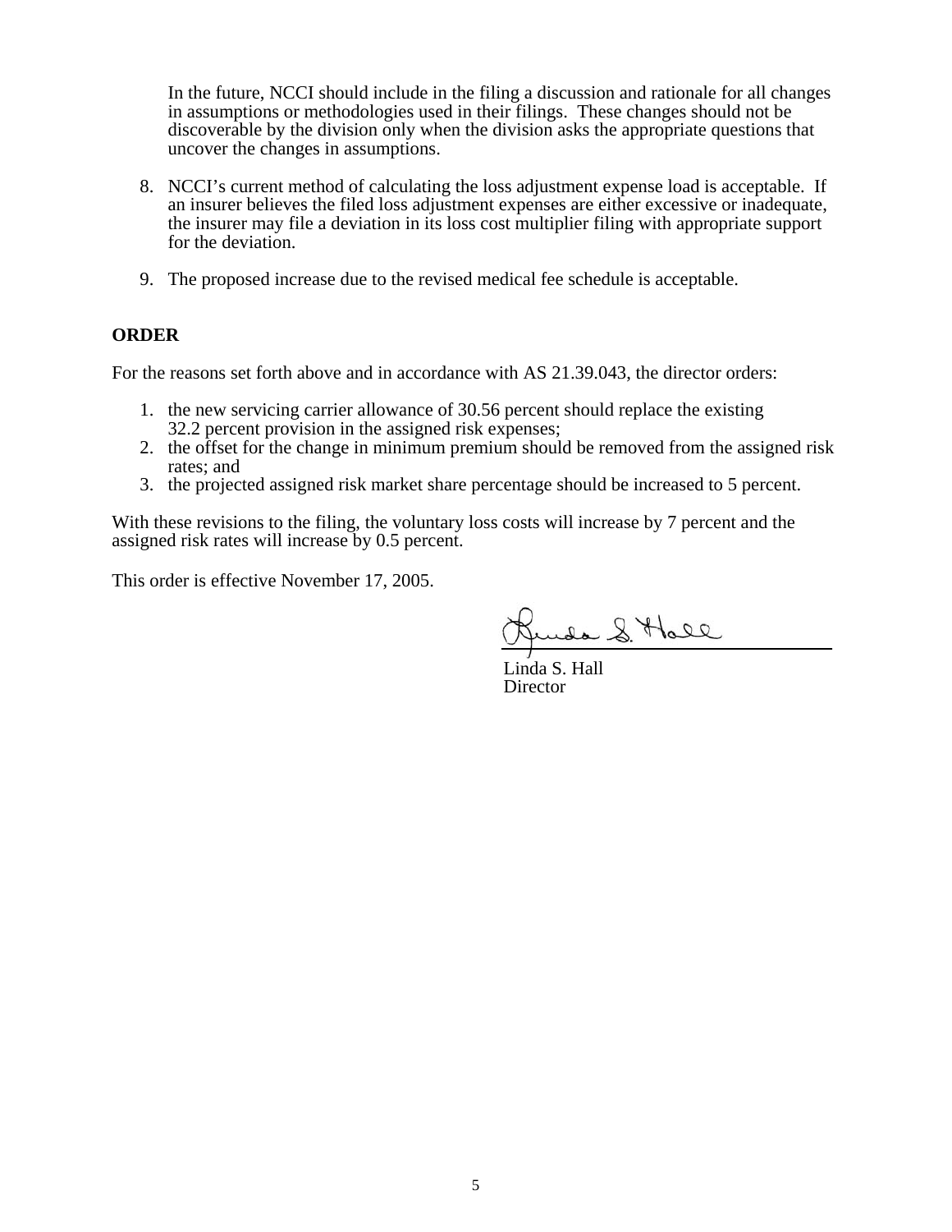In the future, NCCI should include in the filing a discussion and rationale for all changes in assumptions or methodologies used in their filings. These changes should not be discoverable by the division only when the division asks the appropriate questions that uncover the changes in assumptions.

8. NCCI's current method of calculating the loss adjustment expense load is acceptable. If an insurer believes the filed loss adjustment expenses are either excessive or inadequate, the insurer may file a deviation in its loss cost multiplier filing with appropriate support for the deviation.

9. The proposed increase due to the revised medical fee schedule is acceptable.

**ORDER**

For the reasons set forth above and in accordance with AS 21.39.043, the director orders:

1. the new servicing carrier allowance of 30.56 percent should replace the existing 32.2 percent provision in the assigned risk expenses;
2. the offset for the change in minimum premium should be removed from the assigned risk rates; and
3. the projected assigned risk market share percentage should be increased to 5 percent.

With these revisions to the filing, the voluntary loss costs will increase by 7 percent and the assigned risk rates will increase by 0.5 percent.

This order is effective November 17, 2005.

Linda S. Hall
Director